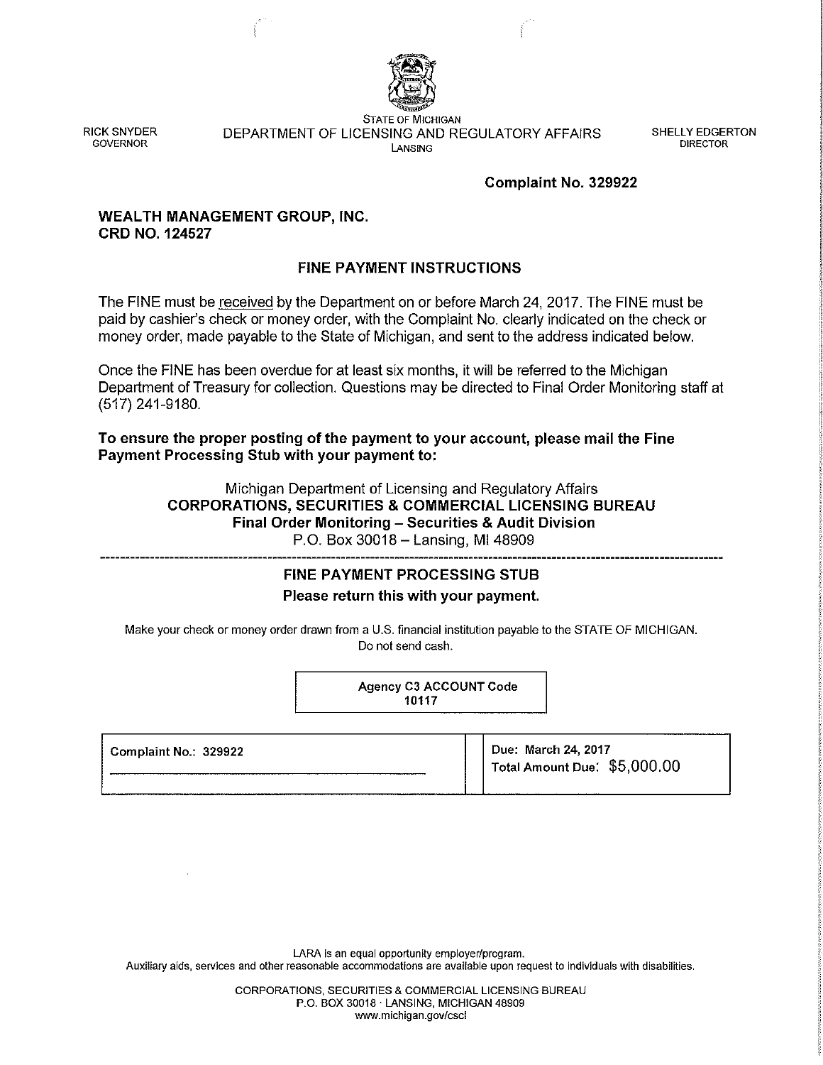RICK SNYDER
GOVERNOR

STATE OF MICHIGAN
DEPARTMENT OF LICENSING AND REGULATORY AFFAIRS
LANSING

SHELLY EDGERTON
DIRECTOR

**Complaint No. 329922**

**WEALTH MANAGEMENT GROUP, INC.**
**CRD NO. 124527**

## FINE PAYMENT INSTRUCTIONS

The FINE must be received by the Department on or before March 24, 2017. The FINE must be paid by cashier's check or money order, with the Complaint No. clearly indicated on the check or money order, made payable to the State of Michigan, and sent to the address indicated below.

Once the FINE has been overdue for at least six months, it will be referred to the Michigan Department of Treasury for collection. Questions may be directed to Final Order Monitoring staff at (517) 241-9180.

**To ensure the proper posting of the payment to your account, please mail the Fine Payment Processing Stub with your payment to:**

Michigan Department of Licensing and Regulatory Affairs
**CORPORATIONS, SECURITIES & COMMERCIAL LICENSING BUREAU**
**Final Order Monitoring – Securities & Audit Division**
P.O. Box 30018 – Lansing, MI 48909

---

## FINE PAYMENT PROCESSING STUB

**Please return this with your payment.**

Make your check or money order drawn from a U.S. financial institution payable to the STATE OF MICHIGAN.
Do not send cash.

| Agency C3 ACCOUNT Code |
|---|
| 10117 |

| Complaint No.: 329922 | Due: March 24, 2017<br>Total Amount Due: $5,000.00 |
|---|---|

LARA is an equal opportunity employer/program.
Auxiliary aids, services and other reasonable accommodations are available upon request to individuals with disabilities.

CORPORATIONS, SECURITIES & COMMERCIAL LICENSING BUREAU
P.O. BOX 30018 · LANSING, MICHIGAN 48909
www.michigan.gov/cscl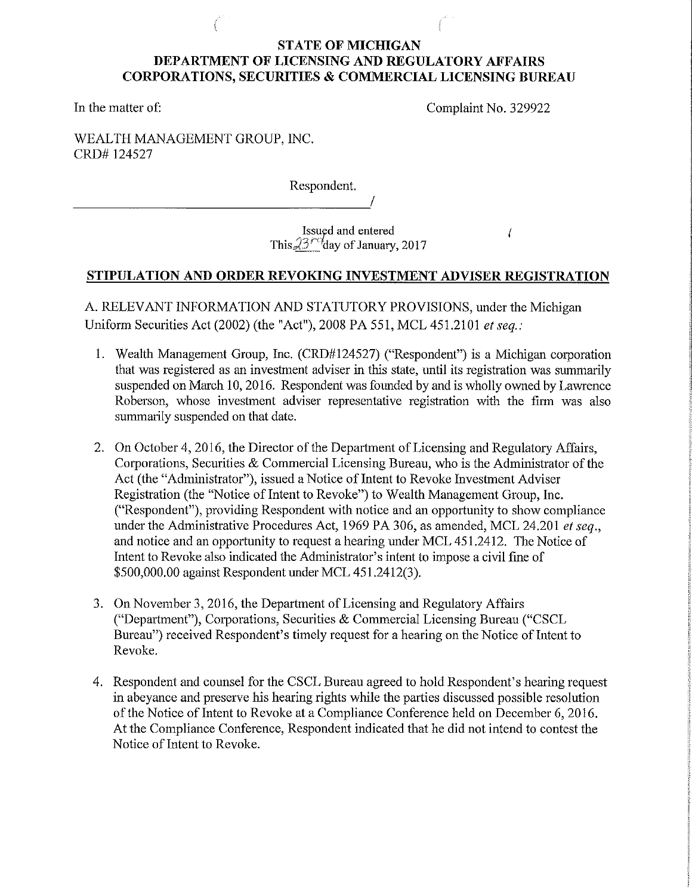**STATE OF MICHIGAN**
**DEPARTMENT OF LICENSING AND REGULATORY AFFAIRS**
**CORPORATIONS, SECURITIES & COMMERCIAL LICENSING BUREAU**

In the matter of:

Complaint No. 329922

WEALTH MANAGEMENT GROUP, INC.
CRD# 124527

Respondent.

______________________________________/

Issued and entered
This 23rd day of January, 2017

## STIPULATION AND ORDER REVOKING INVESTMENT ADVISER REGISTRATION

A. RELEVANT INFORMATION AND STATUTORY PROVISIONS, under the Michigan Uniform Securities Act (2002) (the "Act"), 2008 PA 551, MCL 451.2101 *et seq.*:

1. Wealth Management Group, Inc. (CRD#124527) ("Respondent") is a Michigan corporation that was registered as an investment adviser in this state, until its registration was summarily suspended on March 10, 2016. Respondent was founded by and is wholly owned by Lawrence Roberson, whose investment adviser representative registration with the firm was also summarily suspended on that date.

2. On October 4, 2016, the Director of the Department of Licensing and Regulatory Affairs, Corporations, Securities & Commercial Licensing Bureau, who is the Administrator of the Act (the "Administrator"), issued a Notice of Intent to Revoke Investment Adviser Registration (the "Notice of Intent to Revoke") to Wealth Management Group, Inc. ("Respondent"), providing Respondent with notice and an opportunity to show compliance under the Administrative Procedures Act, 1969 PA 306, as amended, MCL 24.201 *et seq.*, and notice and an opportunity to request a hearing under MCL 451.2412. The Notice of Intent to Revoke also indicated the Administrator's intent to impose a civil fine of $500,000.00 against Respondent under MCL 451.2412(3).

3. On November 3, 2016, the Department of Licensing and Regulatory Affairs ("Department"), Corporations, Securities & Commercial Licensing Bureau ("CSCL Bureau") received Respondent's timely request for a hearing on the Notice of Intent to Revoke.

4. Respondent and counsel for the CSCL Bureau agreed to hold Respondent's hearing request in abeyance and preserve his hearing rights while the parties discussed possible resolution of the Notice of Intent to Revoke at a Compliance Conference held on December 6, 2016. At the Compliance Conference, Respondent indicated that he did not intend to contest the Notice of Intent to Revoke.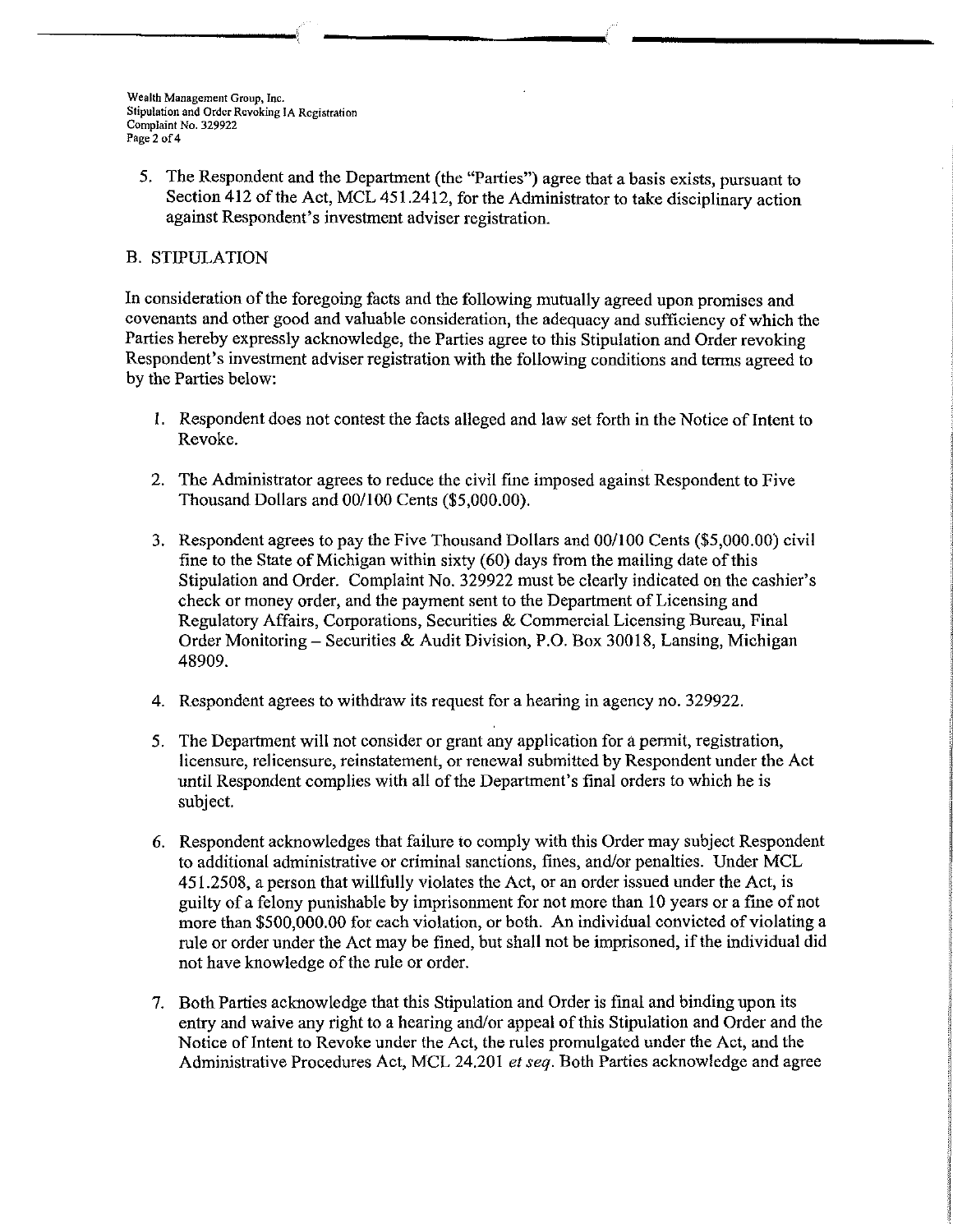5. The Respondent and the Department (the "Parties") agree that a basis exists, pursuant to Section 412 of the Act, MCL 451.2412, for the Administrator to take disciplinary action against Respondent's investment adviser registration.

## B. STIPULATION

In consideration of the foregoing facts and the following mutually agreed upon promises and covenants and other good and valuable consideration, the adequacy and sufficiency of which the Parties hereby expressly acknowledge, the Parties agree to this Stipulation and Order revoking Respondent's investment adviser registration with the following conditions and terms agreed to by the Parties below:

1. Respondent does not contest the facts alleged and law set forth in the Notice of Intent to Revoke.

2. The Administrator agrees to reduce the civil fine imposed against Respondent to Five Thousand Dollars and 00/100 Cents ($5,000.00).

3. Respondent agrees to pay the Five Thousand Dollars and 00/100 Cents ($5,000.00) civil fine to the State of Michigan within sixty (60) days from the mailing date of this Stipulation and Order. Complaint No. 329922 must be clearly indicated on the cashier's check or money order, and the payment sent to the Department of Licensing and Regulatory Affairs, Corporations, Securities & Commercial Licensing Bureau, Final Order Monitoring – Securities & Audit Division, P.O. Box 30018, Lansing, Michigan 48909.

4. Respondent agrees to withdraw its request for a hearing in agency no. 329922.

5. The Department will not consider or grant any application for a permit, registration, licensure, relicensure, reinstatement, or renewal submitted by Respondent under the Act until Respondent complies with all of the Department's final orders to which he is subject.

6. Respondent acknowledges that failure to comply with this Order may subject Respondent to additional administrative or criminal sanctions, fines, and/or penalties. Under MCL 451.2508, a person that willfully violates the Act, or an order issued under the Act, is guilty of a felony punishable by imprisonment for not more than 10 years or a fine of not more than $500,000.00 for each violation, or both. An individual convicted of violating a rule or order under the Act may be fined, but shall not be imprisoned, if the individual did not have knowledge of the rule or order.

7. Both Parties acknowledge that this Stipulation and Order is final and binding upon its entry and waive any right to a hearing and/or appeal of this Stipulation and Order and the Notice of Intent to Revoke under the Act, the rules promulgated under the Act, and the Administrative Procedures Act, MCL 24.201 *et seq.* Both Parties acknowledge and agree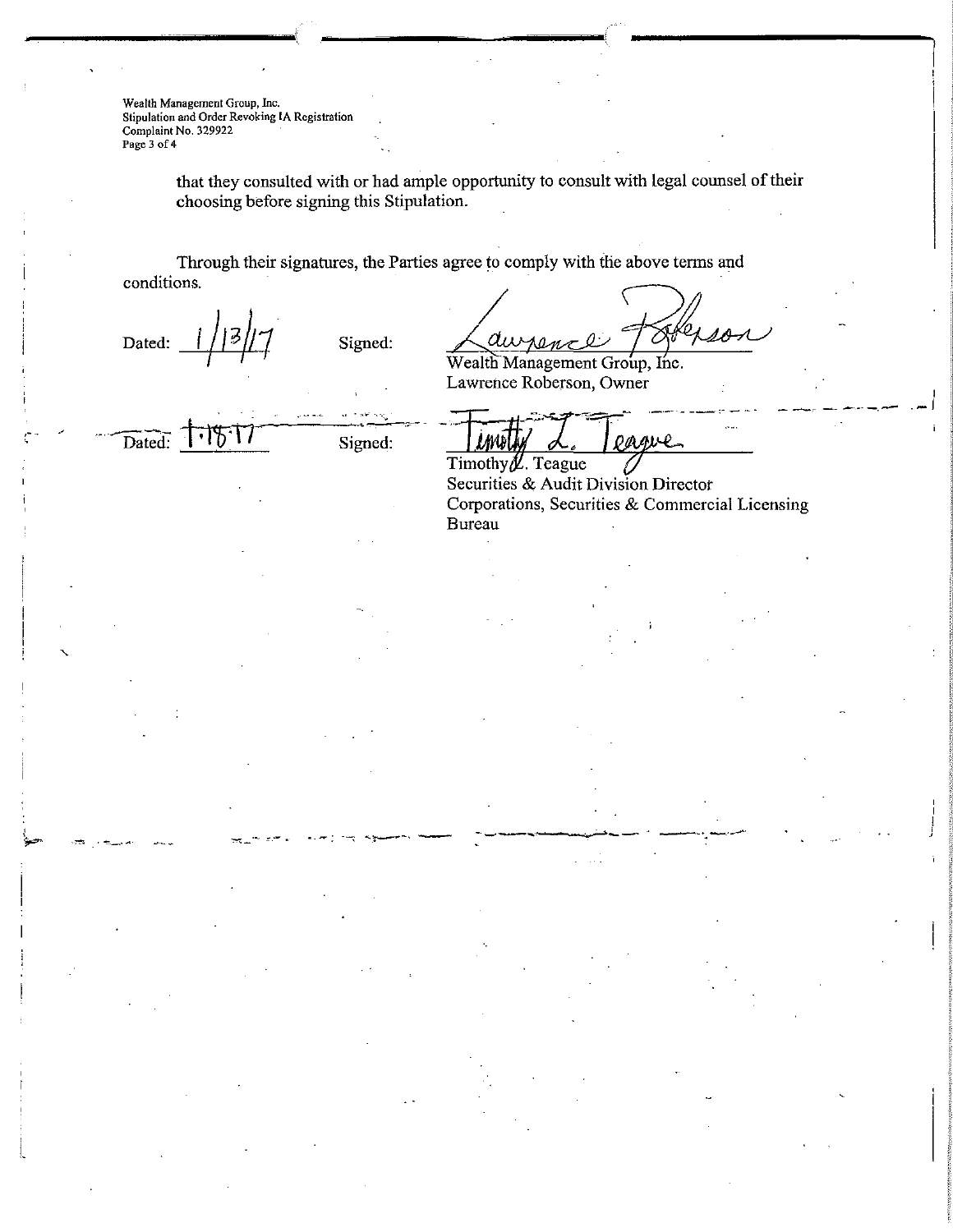that they consulted with or had ample opportunity to consult with legal counsel of their choosing before signing this Stipulation.

Through their signatures, the Parties agree to comply with the above terms and conditions.

Dated: 1/13/17 Signed: Lawrence Roberson
Wealth Management Group, Inc.
Lawrence Roberson, Owner

Dated: 1.18.17 Signed: Timothy L. Teague
Timothy L. Teague
Securities & Audit Division Director
Corporations, Securities & Commercial Licensing Bureau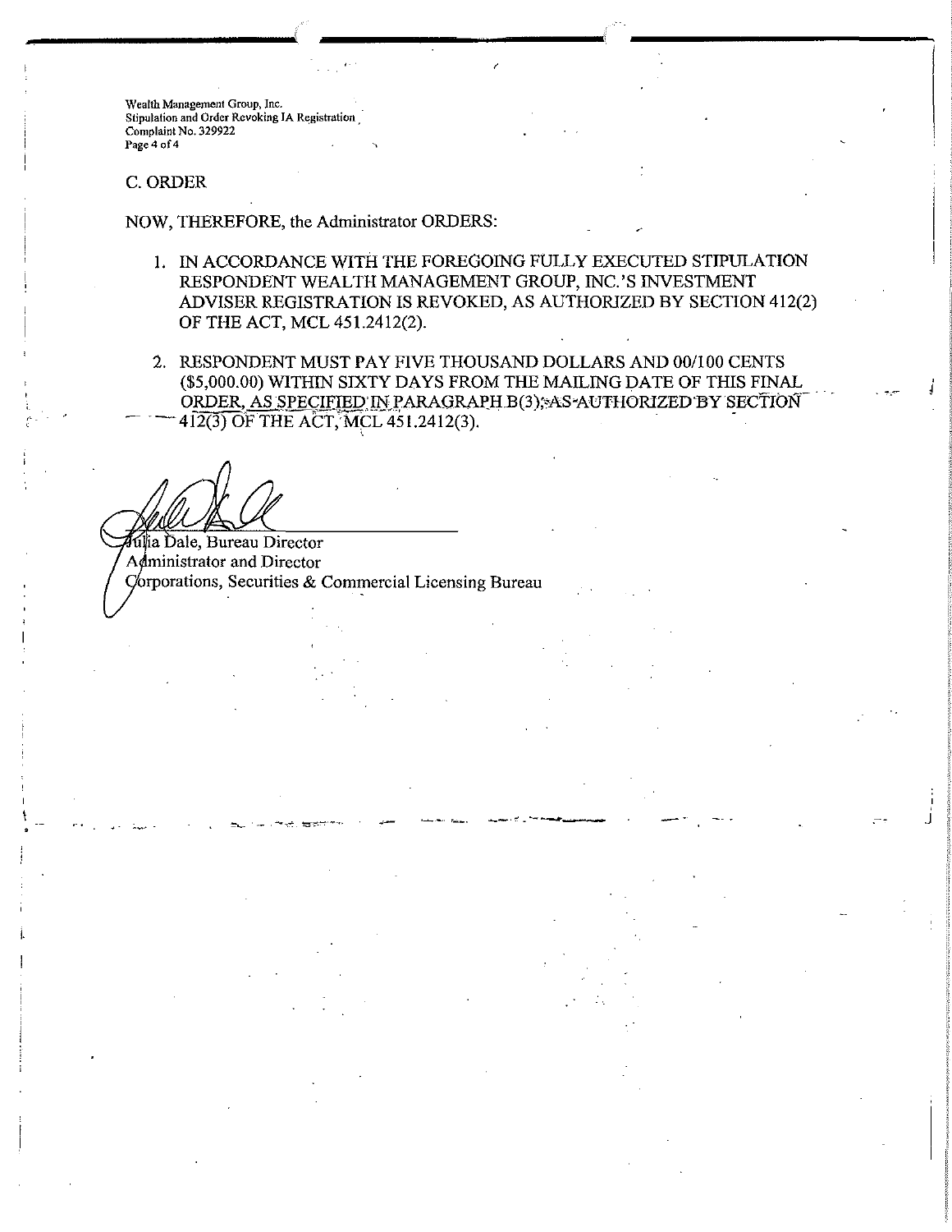## C. ORDER

NOW, THEREFORE, the Administrator ORDERS:

1. IN ACCORDANCE WITH THE FOREGOING FULLY EXECUTED STIPULATION RESPONDENT WEALTH MANAGEMENT GROUP, INC.'S INVESTMENT ADVISER REGISTRATION IS REVOKED, AS AUTHORIZED BY SECTION 412(2) OF THE ACT, MCL 451.2412(2).

2. RESPONDENT MUST PAY FIVE THOUSAND DOLLARS AND 00/100 CENTS ($5,000.00) WITHIN SIXTY DAYS FROM THE MAILING DATE OF THIS FINAL ORDER, AS SPECIFIED IN PARAGRAPH B(3), AS AUTHORIZED BY SECTION 412(3) OF THE ACT, MCL 451.2412(3).

Julia Dale, Bureau Director
Administrator and Director
Corporations, Securities & Commercial Licensing Bureau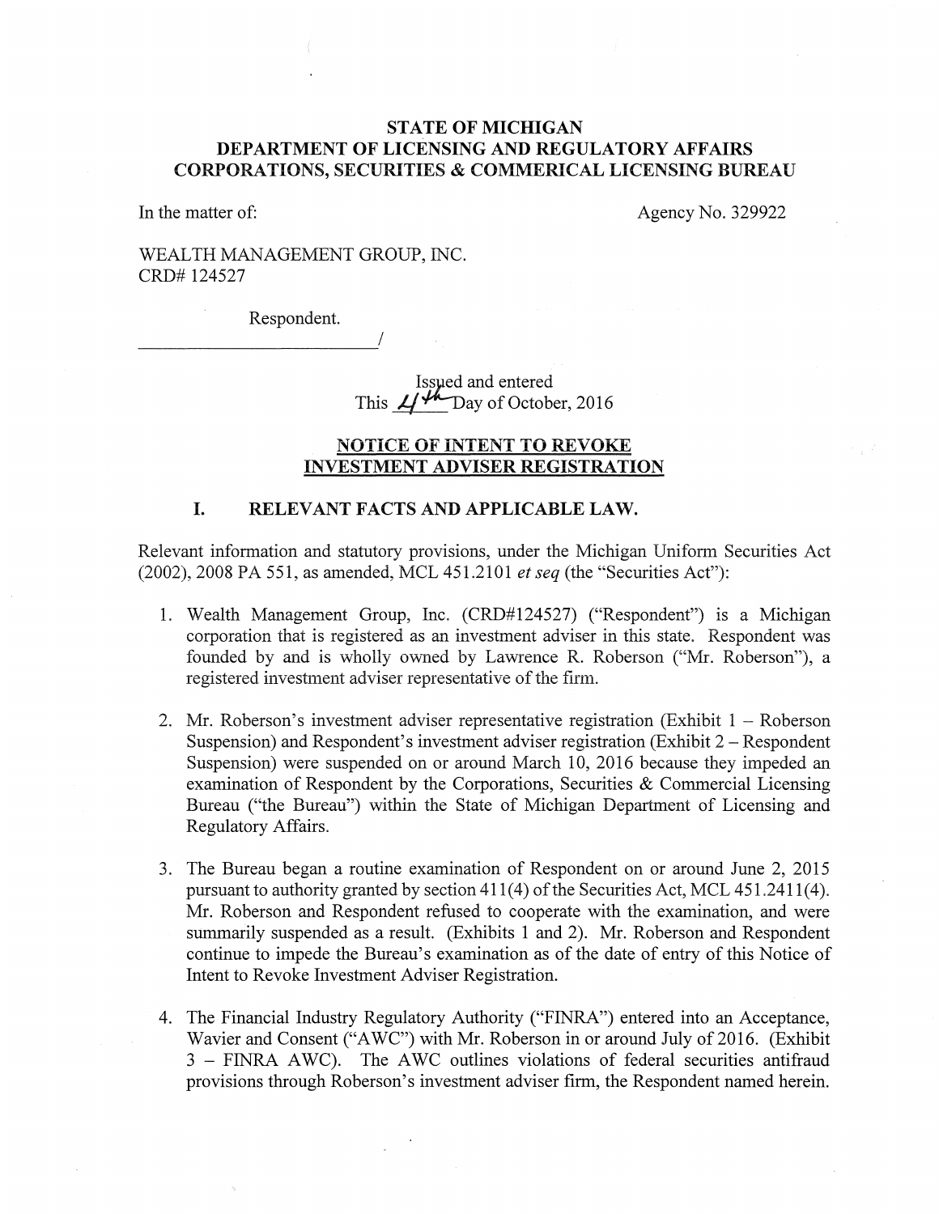**STATE OF MICHIGAN**
**DEPARTMENT OF LICENSING AND REGULATORY AFFAIRS**
**CORPORATIONS, SECURITIES & COMMERICAL LICENSING BUREAU**

In the matter of: Agency No. 329922

WEALTH MANAGEMENT GROUP, INC.
CRD# 124527

Respondent.
_______________________________/

Issued and entered
This 4th Day of October, 2016

## NOTICE OF INTENT TO REVOKE INVESTMENT ADVISER REGISTRATION

### I. RELEVANT FACTS AND APPLICABLE LAW.

Relevant information and statutory provisions, under the Michigan Uniform Securities Act (2002), 2008 PA 551, as amended, MCL 451.2101 *et seq* (the "Securities Act"):

1. Wealth Management Group, Inc. (CRD#124527) ("Respondent") is a Michigan corporation that is registered as an investment adviser in this state. Respondent was founded by and is wholly owned by Lawrence R. Roberson ("Mr. Roberson"), a registered investment adviser representative of the firm.

2. Mr. Roberson's investment adviser representative registration (Exhibit 1 – Roberson Suspension) and Respondent's investment adviser registration (Exhibit 2 – Respondent Suspension) were suspended on or around March 10, 2016 because they impeded an examination of Respondent by the Corporations, Securities & Commercial Licensing Bureau ("the Bureau") within the State of Michigan Department of Licensing and Regulatory Affairs.

3. The Bureau began a routine examination of Respondent on or around June 2, 2015 pursuant to authority granted by section 411(4) of the Securities Act, MCL 451.2411(4). Mr. Roberson and Respondent refused to cooperate with the examination, and were summarily suspended as a result. (Exhibits 1 and 2). Mr. Roberson and Respondent continue to impede the Bureau's examination as of the date of entry of this Notice of Intent to Revoke Investment Adviser Registration.

4. The Financial Industry Regulatory Authority ("FINRA") entered into an Acceptance, Wavier and Consent ("AWC") with Mr. Roberson in or around July of 2016. (Exhibit 3 – FINRA AWC). The AWC outlines violations of federal securities antifraud provisions through Roberson's investment adviser firm, the Respondent named herein.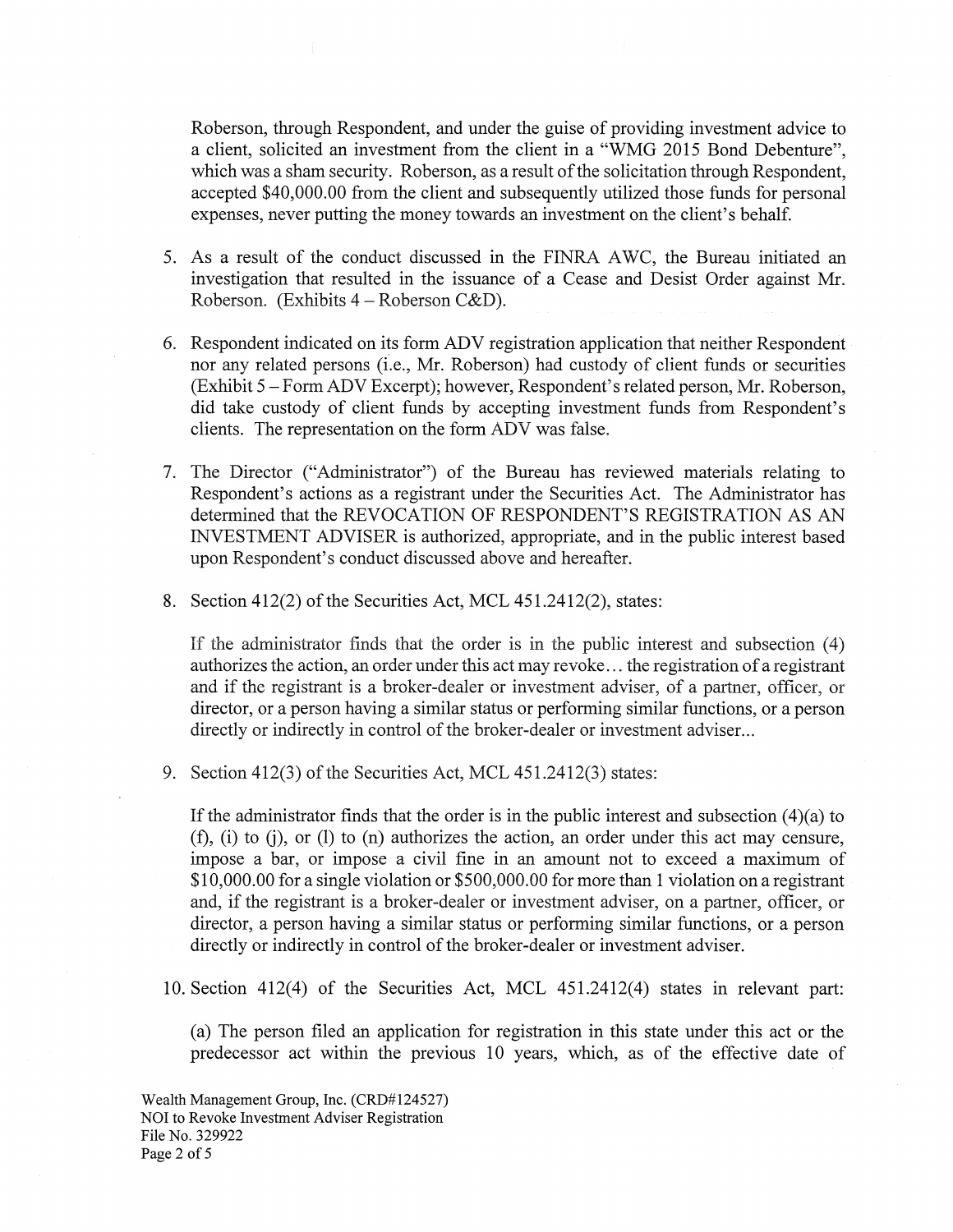Roberson, through Respondent, and under the guise of providing investment advice to a client, solicited an investment from the client in a "WMG 2015 Bond Debenture", which was a sham security. Roberson, as a result of the solicitation through Respondent, accepted $40,000.00 from the client and subsequently utilized those funds for personal expenses, never putting the money towards an investment on the client's behalf.

5. As a result of the conduct discussed in the FINRA AWC, the Bureau initiated an investigation that resulted in the issuance of a Cease and Desist Order against Mr. Roberson. (Exhibits 4 – Roberson C&D).

6. Respondent indicated on its form ADV registration application that neither Respondent nor any related persons (i.e., Mr. Roberson) had custody of client funds or securities (Exhibit 5 – Form ADV Excerpt); however, Respondent's related person, Mr. Roberson, did take custody of client funds by accepting investment funds from Respondent's clients. The representation on the form ADV was false.

7. The Director ("Administrator") of the Bureau has reviewed materials relating to Respondent's actions as a registrant under the Securities Act. The Administrator has determined that the REVOCATION OF RESPONDENT'S REGISTRATION AS AN INVESTMENT ADVISER is authorized, appropriate, and in the public interest based upon Respondent's conduct discussed above and hereafter.

8. Section 412(2) of the Securities Act, MCL 451.2412(2), states:

   If the administrator finds that the order is in the public interest and subsection (4) authorizes the action, an order under this act may revoke… the registration of a registrant and if the registrant is a broker-dealer or investment adviser, of a partner, officer, or director, or a person having a similar status or performing similar functions, or a person directly or indirectly in control of the broker-dealer or investment adviser...

9. Section 412(3) of the Securities Act, MCL 451.2412(3) states:

   If the administrator finds that the order is in the public interest and subsection (4)(a) to (f), (i) to (j), or (l) to (n) authorizes the action, an order under this act may censure, impose a bar, or impose a civil fine in an amount not to exceed a maximum of $10,000.00 for a single violation or $500,000.00 for more than 1 violation on a registrant and, if the registrant is a broker-dealer or investment adviser, on a partner, officer, or director, a person having a similar status or performing similar functions, or a person directly or indirectly in control of the broker-dealer or investment adviser.

10. Section 412(4) of the Securities Act, MCL 451.2412(4) states in relevant part:

    (a) The person filed an application for registration in this state under this act or the predecessor act within the previous 10 years, which, as of the effective date of

Wealth Management Group, Inc. (CRD#124527)
NOI to Revoke Investment Adviser Registration
File No. 329922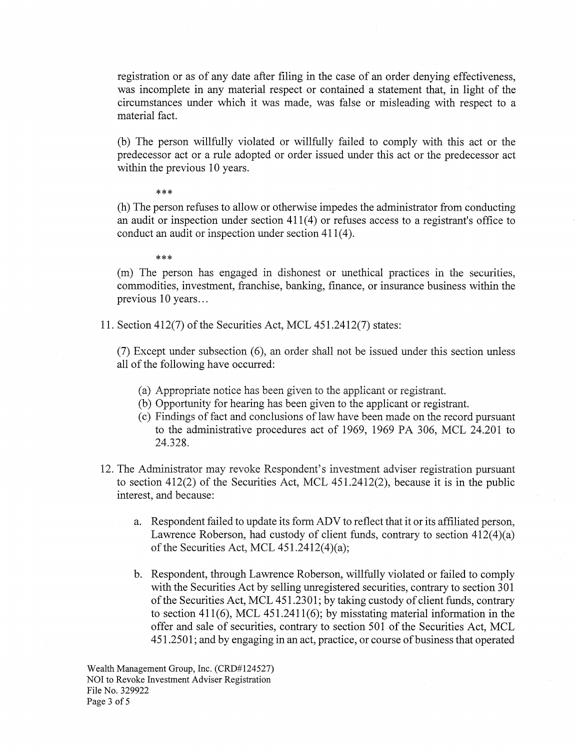registration or as of any date after filing in the case of an order denying effectiveness, was incomplete in any material respect or contained a statement that, in light of the circumstances under which it was made, was false or misleading with respect to a material fact.

(b) The person willfully violated or willfully failed to comply with this act or the predecessor act or a rule adopted or order issued under this act or the predecessor act within the previous 10 years.

***

(h) The person refuses to allow or otherwise impedes the administrator from conducting an audit or inspection under section 411(4) or refuses access to a registrant's office to conduct an audit or inspection under section 411(4).

***

(m) The person has engaged in dishonest or unethical practices in the securities, commodities, investment, franchise, banking, finance, or insurance business within the previous 10 years...

11. Section 412(7) of the Securities Act, MCL 451.2412(7) states:

    (7) Except under subsection (6), an order shall not be issued under this section unless all of the following have occurred:

    (a) Appropriate notice has been given to the applicant or registrant.
    (b) Opportunity for hearing has been given to the applicant or registrant.
    (c) Findings of fact and conclusions of law have been made on the record pursuant to the administrative procedures act of 1969, 1969 PA 306, MCL 24.201 to 24.328.

12. The Administrator may revoke Respondent's investment adviser registration pursuant to section 412(2) of the Securities Act, MCL 451.2412(2), because it is in the public interest, and because:

    a. Respondent failed to update its form ADV to reflect that it or its affiliated person, Lawrence Roberson, had custody of client funds, contrary to section 412(4)(a) of the Securities Act, MCL 451.2412(4)(a);

    b. Respondent, through Lawrence Roberson, willfully violated or failed to comply with the Securities Act by selling unregistered securities, contrary to section 301 of the Securities Act, MCL 451.2301; by taking custody of client funds, contrary to section 411(6), MCL 451.2411(6); by misstating material information in the offer and sale of securities, contrary to section 501 of the Securities Act, MCL 451.2501; and by engaging in an act, practice, or course of business that operated

Wealth Management Group, Inc. (CRD#124527)
NOI to Revoke Investment Adviser Registration
File No. 329922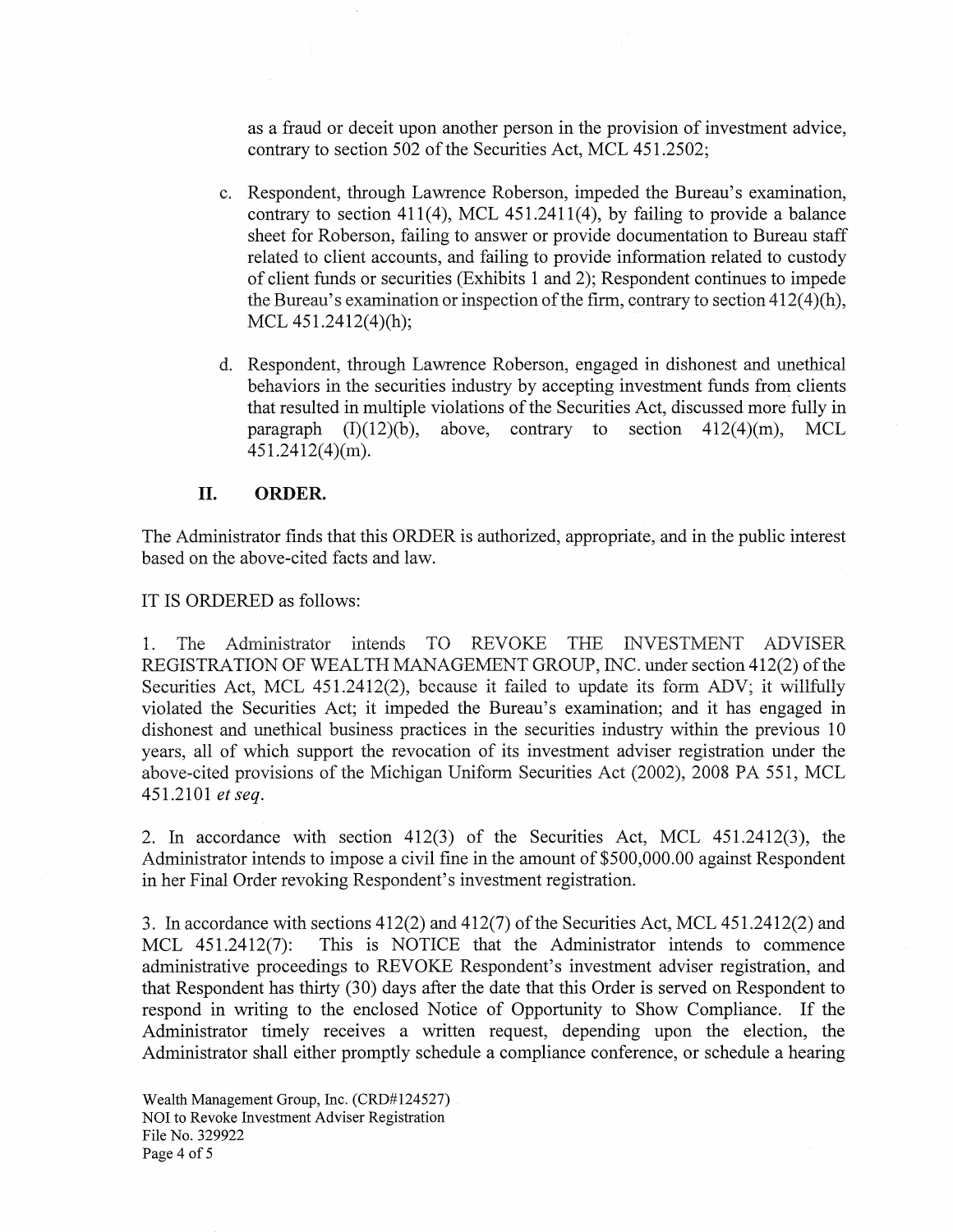as a fraud or deceit upon another person in the provision of investment advice, contrary to section 502 of the Securities Act, MCL 451.2502;

c. Respondent, through Lawrence Roberson, impeded the Bureau's examination, contrary to section 411(4), MCL 451.2411(4), by failing to provide a balance sheet for Roberson, failing to answer or provide documentation to Bureau staff related to client accounts, and failing to provide information related to custody of client funds or securities (Exhibits 1 and 2); Respondent continues to impede the Bureau's examination or inspection of the firm, contrary to section 412(4)(h), MCL 451.2412(4)(h);

d. Respondent, through Lawrence Roberson, engaged in dishonest and unethical behaviors in the securities industry by accepting investment funds from clients that resulted in multiple violations of the Securities Act, discussed more fully in paragraph (I)(12)(b), above, contrary to section 412(4)(m), MCL 451.2412(4)(m).

## II. ORDER.

The Administrator finds that this ORDER is authorized, appropriate, and in the public interest based on the above-cited facts and law.

IT IS ORDERED as follows:

1. The Administrator intends TO REVOKE THE INVESTMENT ADVISER REGISTRATION OF WEALTH MANAGEMENT GROUP, INC. under section 412(2) of the Securities Act, MCL 451.2412(2), because it failed to update its form ADV; it willfully violated the Securities Act; it impeded the Bureau's examination; and it has engaged in dishonest and unethical business practices in the securities industry within the previous 10 years, all of which support the revocation of its investment adviser registration under the above-cited provisions of the Michigan Uniform Securities Act (2002), 2008 PA 551, MCL 451.2101 *et seq*.

2. In accordance with section 412(3) of the Securities Act, MCL 451.2412(3), the Administrator intends to impose a civil fine in the amount of $500,000.00 against Respondent in her Final Order revoking Respondent's investment registration.

3. In accordance with sections 412(2) and 412(7) of the Securities Act, MCL 451.2412(2) and MCL 451.2412(7): This is NOTICE that the Administrator intends to commence administrative proceedings to REVOKE Respondent's investment adviser registration, and that Respondent has thirty (30) days after the date that this Order is served on Respondent to respond in writing to the enclosed Notice of Opportunity to Show Compliance. If the Administrator timely receives a written request, depending upon the election, the Administrator shall either promptly schedule a compliance conference, or schedule a hearing

Wealth Management Group, Inc. (CRD#124527)
NOI to Revoke Investment Adviser Registration
File No. 329922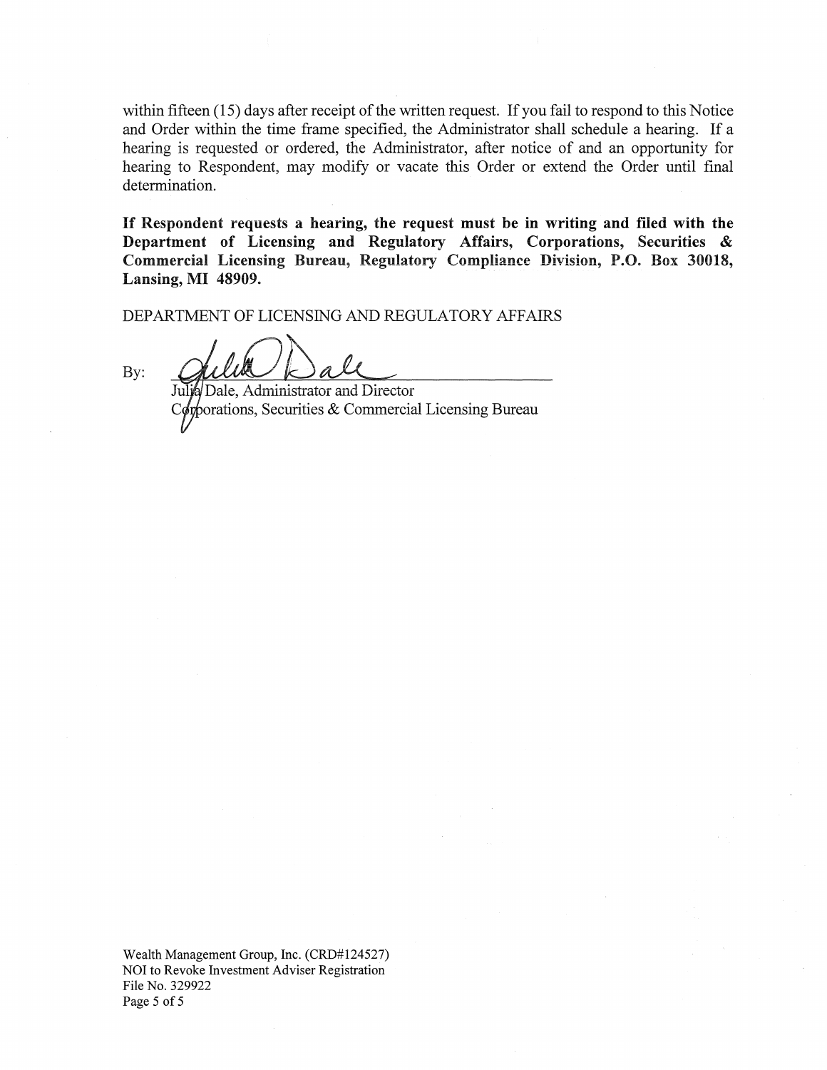within fifteen (15) days after receipt of the written request. If you fail to respond to this Notice and Order within the time frame specified, the Administrator shall schedule a hearing. If a hearing is requested or ordered, the Administrator, after notice of and an opportunity for hearing to Respondent, may modify or vacate this Order or extend the Order until final determination.

**If Respondent requests a hearing, the request must be in writing and filed with the Department of Licensing and Regulatory Affairs, Corporations, Securities & Commercial Licensing Bureau, Regulatory Compliance Division, P.O. Box 30018, Lansing, MI 48909.**

DEPARTMENT OF LICENSING AND REGULATORY AFFAIRS

By: Julia Dale

Julia Dale, Administrator and Director
Corporations, Securities & Commercial Licensing Bureau

Wealth Management Group, Inc. (CRD#124527)
NOI to Revoke Investment Adviser Registration
File No. 329922